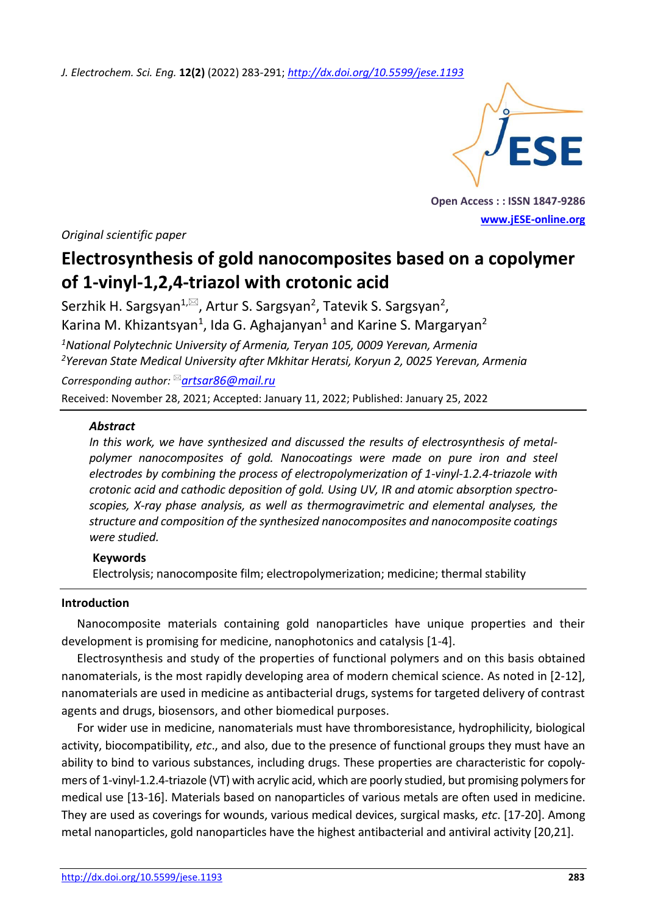Original scientific paper

# Electrosynthesis of gold nanocomposites based on a copolymer of 1-vinyl-1,2,4-triazol with crotonic acid

Serzhik H. Sargsyan[1,✉], Artur S. Sargsyan[2], Tatevik S. Sargsyan[2], Karina M. Khizantsyan[1], Ida G. Aghajanyan[1] and Karine S. Margaryan[2]

[1]*National Polytechnic University of Armenia, Teryan 105, 0009 Yerevan, Armenia*
[2]*Yerevan State Medical University after Mkhitar Heratsi, Koryun 2, 0025 Yerevan, Armenia*

*Corresponding author:* ✉artsar86@mail.ru

Received: November 28, 2021; Accepted: January 11, 2022; Published: January 25, 2022

### Abstract

*In this work, we have synthesized and discussed the results of electrosynthesis of metal-polymer nanocomposites of gold. Nanocoatings were made on pure iron and steel electrodes by combining the process of electropolymerization of 1-vinyl-1.2.4-triazole with crotonic acid and cathodic deposition of gold. Using UV, IR and atomic absorption spectroscopies, X-ray phase analysis, as well as thermogravimetric and elemental analyses, the structure and composition of the synthesized nanocomposites and nanocomposite coatings were studied.*

### Keywords

Electrolysis; nanocomposite film; electropolymerization; medicine; thermal stability

## Introduction

Nanocomposite materials containing gold nanoparticles have unique properties and their development is promising for medicine, nanophotonics and catalysis [1-4].

Electrosynthesis and study of the properties of functional polymers and on this basis obtained nanomaterials, is the most rapidly developing area of modern chemical science. As noted in [2-12], nanomaterials are used in medicine as antibacterial drugs, systems for targeted delivery of contrast agents and drugs, biosensors, and other biomedical purposes.

For wider use in medicine, nanomaterials must have thromboresistance, hydrophilicity, biological activity, biocompatibility, *etc*., and also, due to the presence of functional groups they must have an ability to bind to various substances, including drugs. These properties are characteristic for copolymers of 1-vinyl-1.2.4-triazole (VT) with acrylic acid, which are poorly studied, but promising polymers for medical use [13-16]. Materials based on nanoparticles of various metals are often used in medicine. They are used as coverings for wounds, various medical devices, surgical masks, *etc*. [17-20]. Among metal nanoparticles, gold nanoparticles have the highest antibacterial and antiviral activity [20,21].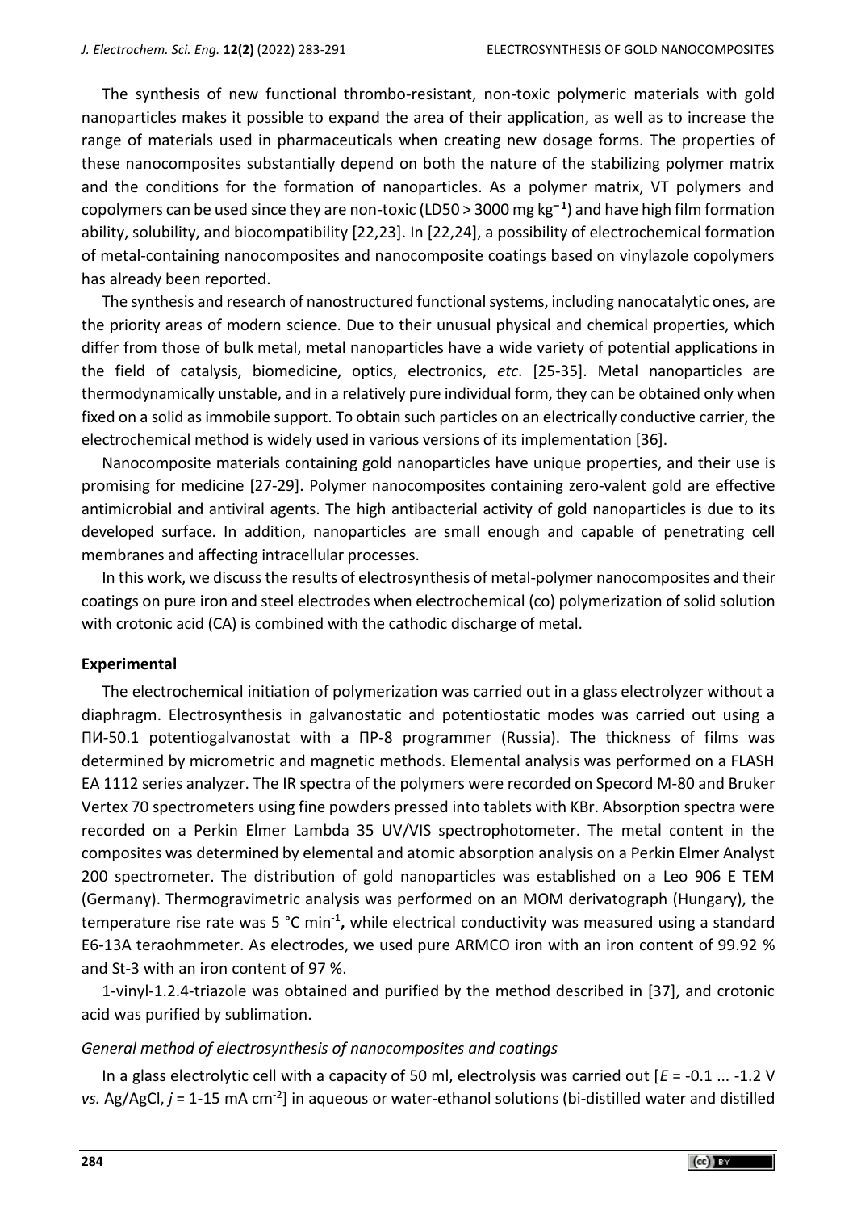The synthesis of new functional thrombo-resistant, non-toxic polymeric materials with gold nanoparticles makes it possible to expand the area of their application, as well as to increase the range of materials used in pharmaceuticals when creating new dosage forms. The properties of these nanocomposites substantially depend on both the nature of the stabilizing polymer matrix and the conditions for the formation of nanoparticles. As a polymer matrix, VT polymers and copolymers can be used since they are non-toxic (LD50 > 3000 mg $kg^{-1}$) and have high film formation ability, solubility, and biocompatibility [22,23]. In [22,24], a possibility of electrochemical formation of metal-containing nanocomposites and nanocomposite coatings based on vinylazole copolymers has already been reported.

The synthesis and research of nanostructured functional systems, including nanocatalytic ones, are the priority areas of modern science. Due to their unusual physical and chemical properties, which differ from those of bulk metal, metal nanoparticles have a wide variety of potential applications in the field of catalysis, biomedicine, optics, electronics, *etc*. [25-35]. Metal nanoparticles are thermodynamically unstable, and in a relatively pure individual form, they can be obtained only when fixed on a solid as immobile support. To obtain such particles on an electrically conductive carrier, the electrochemical method is widely used in various versions of its implementation [36].

Nanocomposite materials containing gold nanoparticles have unique properties, and their use is promising for medicine [27-29]. Polymer nanocomposites containing zero-valent gold are effective antimicrobial and antiviral agents. The high antibacterial activity of gold nanoparticles is due to its developed surface. In addition, nanoparticles are small enough and capable of penetrating cell membranes and affecting intracellular processes.

In this work, we discuss the results of electrosynthesis of metal-polymer nanocomposites and their coatings on pure iron and steel electrodes when electrochemical (co) polymerization of solid solution with crotonic acid (CA) is combined with the cathodic discharge of metal.

## Experimental

The electrochemical initiation of polymerization was carried out in a glass electrolyzer without a diaphragm. Electrosynthesis in galvanostatic and potentiostatic modes was carried out using a ПИ-50.1 potentiogalvanostat with a ПР-8 programmer (Russia). The thickness of films was determined by micrometric and magnetic methods. Elemental analysis was performed on a FLASH EA 1112 series analyzer. The IR spectra of the polymers were recorded on Specord M-80 and Bruker Vertex 70 spectrometers using fine powders pressed into tablets with KBr. Absorption spectra were recorded on a Perkin Elmer Lambda 35 UV/VIS spectrophotometer. The metal content in the composites was determined by elemental and atomic absorption analysis on a Perkin Elmer Analyst 200 spectrometer. The distribution of gold nanoparticles was established on a Leo 906 E TEM (Germany). Thermogravimetric analysis was performed on an MOM derivatograph (Hungary), the temperature rise rate was 5 °C $min^{-1}$, while electrical conductivity was measured using a standard E6-13A teraohmmeter. As electrodes, we used pure ARMCO iron with an iron content of 99.92 % and St-3 with an iron content of 97 %.

1-vinyl-1.2.4-triazole was obtained and purified by the method described in [37], and crotonic acid was purified by sublimation.

### *General method of electrosynthesis of nanocomposites and coatings*

In a glass electrolytic cell with a capacity of 50 ml, electrolysis was carried out [$E$ = -0.1 ... -1.2 V *vs.* Ag/AgCl, $j$ = 1-15 mA $cm^{-2}$] in aqueous or water-ethanol solutions (bi-distilled water and distilled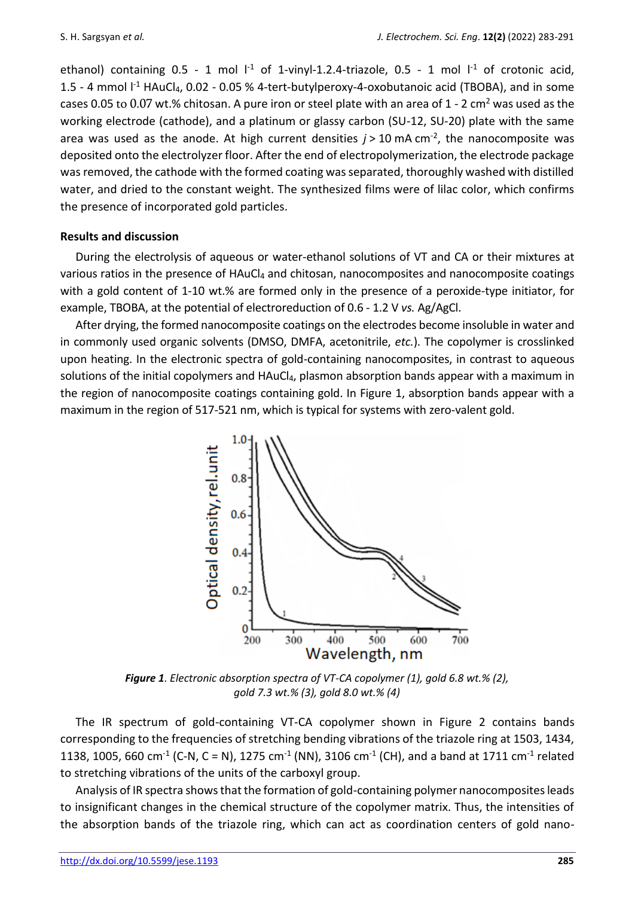ethanol) containing 0.5 - 1 mol $l^{-1}$ of 1-vinyl-1.2.4-triazole, 0.5 - 1 mol $l^{-1}$ of crotonic acid, 1.5 - 4 mmol $l^{-1}$ $HAuCl_4$, 0.02 - 0.05 % 4-tert-butylperoxy-4-oxobutanoic acid (TBOBA), and in some cases 0.05 to 0.07 wt.% chitosan. A pure iron or steel plate with an area of 1 - 2 $cm^2$ was used as the working electrode (cathode), and a platinum or glassy carbon (SU-12, SU-20) plate with the same area was used as the anode. At high current densities $j > 10$ mA $cm^{-2}$, the nanocomposite was deposited onto the electrolyzer floor. After the end of electropolymerization, the electrode package was removed, the cathode with the formed coating was separated, thoroughly washed with distilled water, and dried to the constant weight. The synthesized films were of lilac color, which confirms the presence of incorporated gold particles.

## Results and discussion

During the electrolysis of aqueous or water-ethanol solutions of VT and CA or their mixtures at various ratios in the presence of $HAuCl_4$ and chitosan, nanocomposites and nanocomposite coatings with a gold content of 1-10 wt.% are formed only in the presence of a peroxide-type initiator, for example, TBOBA, at the potential of electroreduction of 0.6 - 1.2 V *vs.* Ag/AgCl.

After drying, the formed nanocomposite coatings on the electrodes become insoluble in water and in commonly used organic solvents (DMSO, DMFA, acetonitrile, *etc.*). The copolymer is crosslinked upon heating. In the electronic spectra of gold-containing nanocomposites, in contrast to aqueous solutions of the initial copolymers and $HAuCl_4$, plasmon absorption bands appear with a maximum in the region of nanocomposite coatings containing gold. In Figure 1, absorption bands appear with a maximum in the region of 517-521 nm, which is typical for systems with zero-valent gold.

***Figure 1**. Electronic absorption spectra of VT-CA copolymer (1), gold 6.8 wt.% (2), gold 7.3 wt.% (3), gold 8.0 wt.% (4)*

The IR spectrum of gold-containing VT-CA copolymer shown in Figure 2 contains bands corresponding to the frequencies of stretching bending vibrations of the triazole ring at 1503, 1434, 1138, 1005, 660 $cm^{-1}$ (C-N, C = N), 1275 $cm^{-1}$ (NN), 3106 $cm^{-1}$ (CH), and a band at 1711 $cm^{-1}$ related to stretching vibrations of the units of the carboxyl group.

Analysis of IR spectra shows that the formation of gold-containing polymer nanocomposites leads to insignificant changes in the chemical structure of the copolymer matrix. Thus, the intensities of the absorption bands of the triazole ring, which can act as coordination centers of gold nano-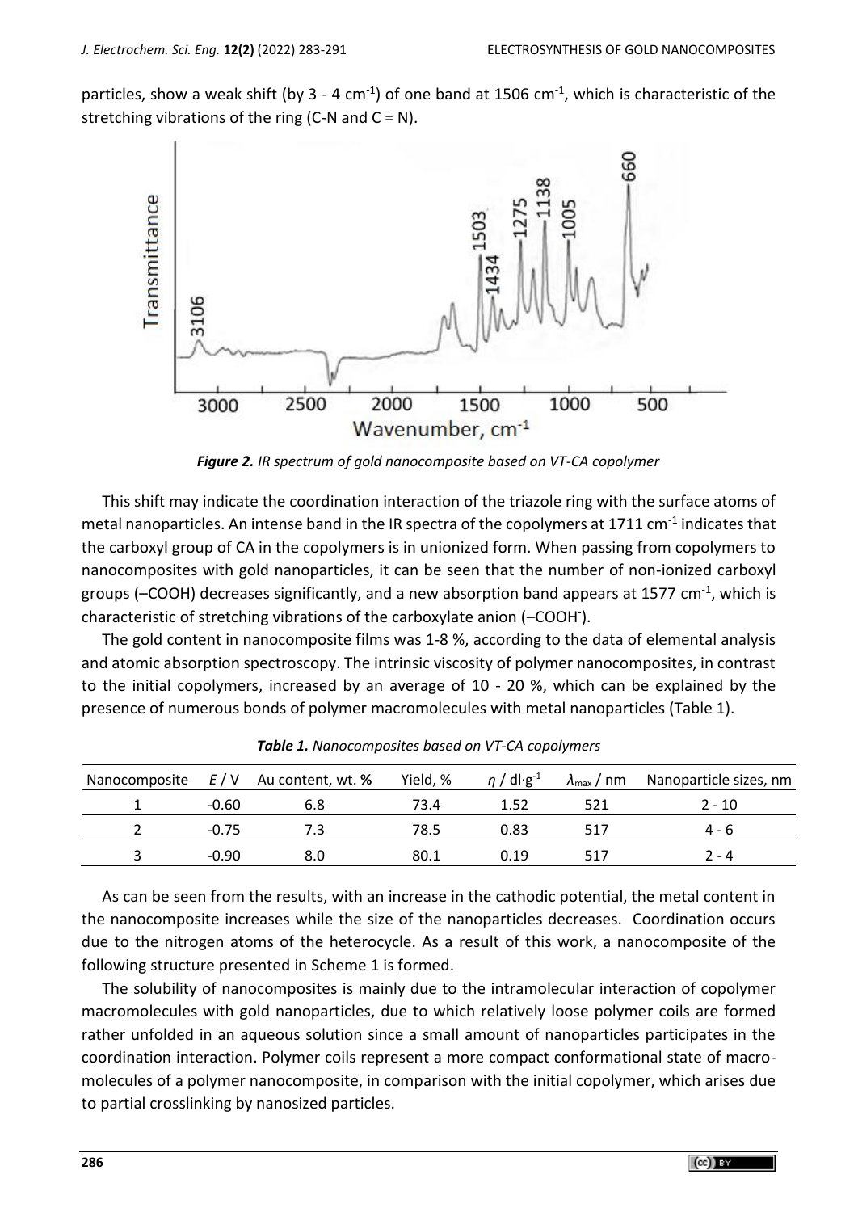particles, show a weak shift (by 3 - 4 cm$^{-1}$) of one band at 1506 cm$^{-1}$, which is characteristic of the stretching vibrations of the ring (C-N and C = N).

***Figure 2.*** *IR spectrum of gold nanocomposite based on VT-CA copolymer*

This shift may indicate the coordination interaction of the triazole ring with the surface atoms of metal nanoparticles. An intense band in the IR spectra of the copolymers at 1711 cm$^{-1}$ indicates that the carboxyl group of CA in the copolymers is in unionized form. When passing from copolymers to nanocomposites with gold nanoparticles, it can be seen that the number of non-ionized carboxyl groups (–COOH) decreases significantly, and a new absorption band appears at 1577 cm$^{-1}$, which is characteristic of stretching vibrations of the carboxylate anion (–COOH$^{-}$).

The gold content in nanocomposite films was 1-8 %, according to the data of elemental analysis and atomic absorption spectroscopy. The intrinsic viscosity of polymer nanocomposites, in contrast to the initial copolymers, increased by an average of 10 - 20 %, which can be explained by the presence of numerous bonds of polymer macromolecules with metal nanoparticles (Table 1).

***Table 1.*** *Nanocomposites based on VT-CA copolymers*

| Nanocomposite | $E$ / V | Au content, wt. **%** | Yield, % | $\eta$ / dl·g$^{-1}$ | $\lambda_{max}$ / nm | Nanoparticle sizes, nm |
|---|---|---|---|---|---|---|
| 1 | -0.60 | 6.8 | 73.4 | 1.52 | 521 | 2 - 10 |
| 2 | -0.75 | 7.3 | 78.5 | 0.83 | 517 | 4 - 6 |
| 3 | -0.90 | 8.0 | 80.1 | 0.19 | 517 | 2 - 4 |

As can be seen from the results, with an increase in the cathodic potential, the metal content in the nanocomposite increases while the size of the nanoparticles decreases. Coordination occurs due to the nitrogen atoms of the heterocycle. As a result of this work, a nanocomposite of the following structure presented in Scheme 1 is formed.

The solubility of nanocomposites is mainly due to the intramolecular interaction of copolymer macromolecules with gold nanoparticles, due to which relatively loose polymer coils are formed rather unfolded in an aqueous solution since a small amount of nanoparticles participates in the coordination interaction. Polymer coils represent a more compact conformational state of macromolecules of a polymer nanocomposite, in comparison with the initial copolymer, which arises due to partial crosslinking by nanosized particles.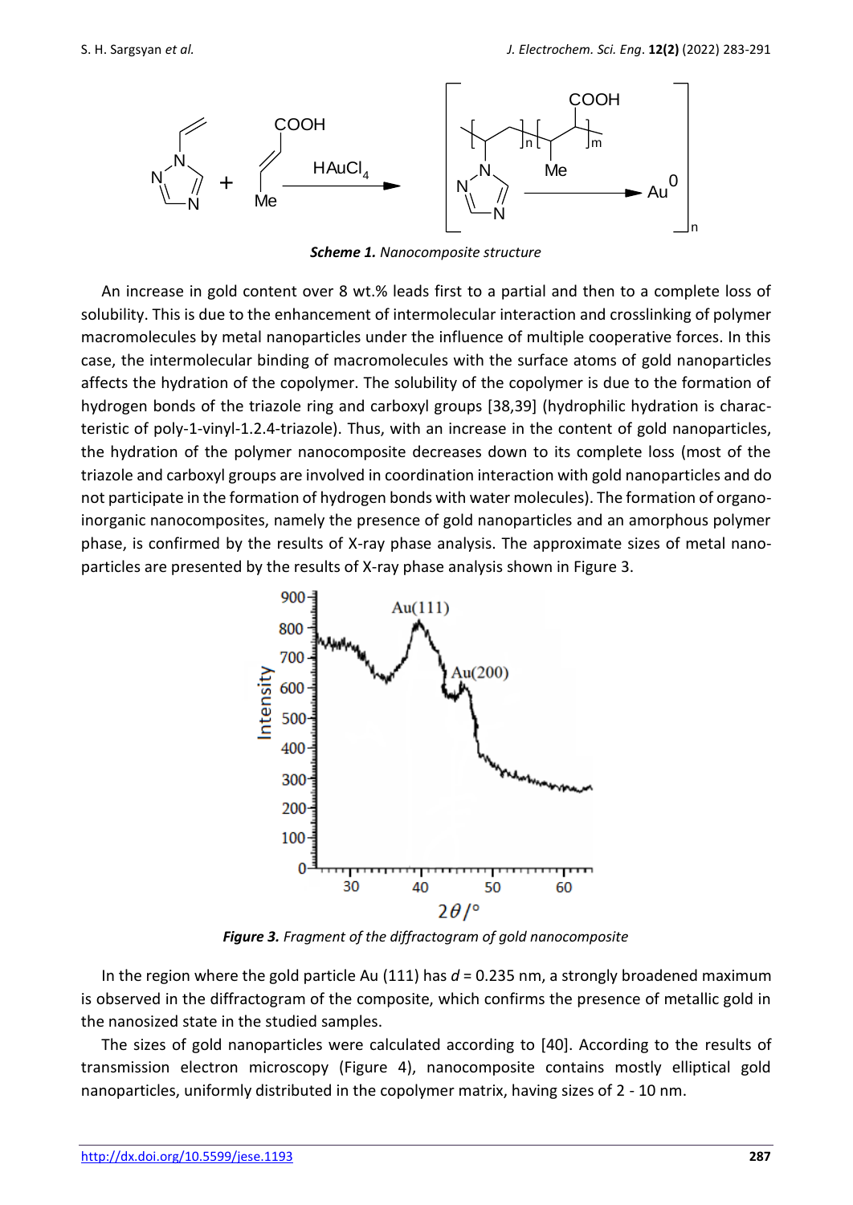*Scheme 1. Nanocomposite structure*

An increase in gold content over 8 wt.% leads first to a partial and then to a complete loss of solubility. This is due to the enhancement of intermolecular interaction and crosslinking of polymer macromolecules by metal nanoparticles under the influence of multiple cooperative forces. In this case, the intermolecular binding of macromolecules with the surface atoms of gold nanoparticles affects the hydration of the copolymer. The solubility of the copolymer is due to the formation of hydrogen bonds of the triazole ring and carboxyl groups [38,39] (hydrophilic hydration is characteristic of poly-1-vinyl-1.2.4-triazole). Thus, with an increase in the content of gold nanoparticles, the hydration of the polymer nanocomposite decreases down to its complete loss (most of the triazole and carboxyl groups are involved in coordination interaction with gold nanoparticles and do not participate in the formation of hydrogen bonds with water molecules). The formation of organo-inorganic nanocomposites, namely the presence of gold nanoparticles and an amorphous polymer phase, is confirmed by the results of X-ray phase analysis. The approximate sizes of metal nanoparticles are presented by the results of X-ray phase analysis shown in Figure 3.

*Figure 3. Fragment of the diffractogram of gold nanocomposite*

In the region where the gold particle Au (111) has $d$ = 0.235 nm, a strongly broadened maximum is observed in the diffractogram of the composite, which confirms the presence of metallic gold in the nanosized state in the studied samples.

The sizes of gold nanoparticles were calculated according to [40]. According to the results of transmission electron microscopy (Figure 4), nanocomposite contains mostly elliptical gold nanoparticles, uniformly distributed in the copolymer matrix, having sizes of 2 - 10 nm.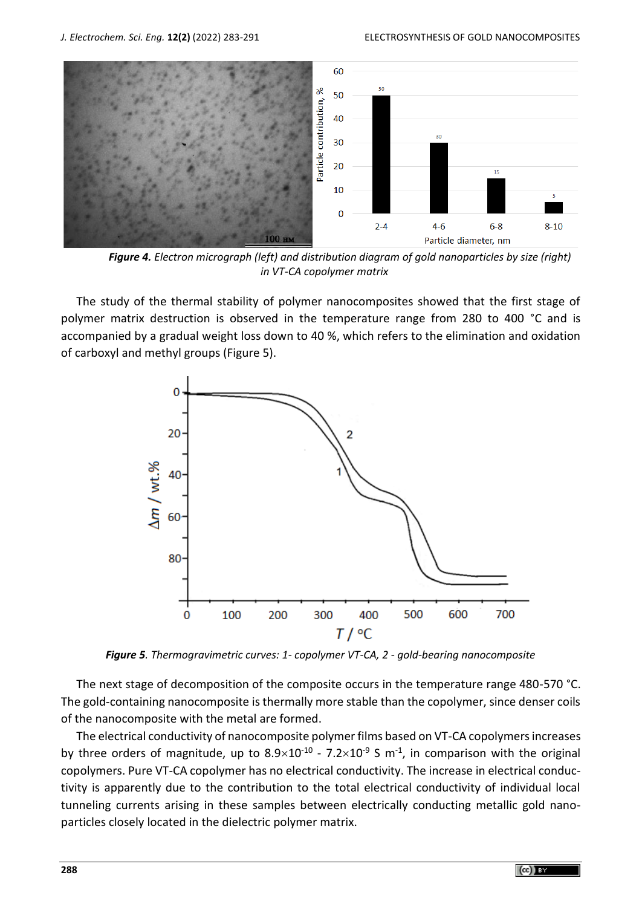*Figure 4.* *Electron micrograph (left) and distribution diagram of gold nanoparticles by size (right) in VT-CA copolymer matrix*

The study of the thermal stability of polymer nanocomposites showed that the first stage of polymer matrix destruction is observed in the temperature range from 280 to 400 °C and is accompanied by a gradual weight loss down to 40 %, which refers to the elimination and oxidation of carboxyl and methyl groups (Figure 5).

*Figure 5.* *Thermogravimetric curves: 1- copolymer VT-CA, 2 - gold-bearing nanocomposite*

The next stage of decomposition of the composite occurs in the temperature range 480-570 °C. The gold-containing nanocomposite is thermally more stable than the copolymer, since denser coils of the nanocomposite with the metal are formed.

The electrical conductivity of nanocomposite polymer films based on VT-CA copolymers increases by three orders of magnitude, up to $8.9\times10^{-10}$ - $7.2\times10^{-9}$ S m$^{-1}$, in comparison with the original copolymers. Pure VT-CA copolymer has no electrical conductivity. The increase in electrical conductivity is apparently due to the contribution to the total electrical conductivity of individual local tunneling currents arising in these samples between electrically conducting metallic gold nanoparticles closely located in the dielectric polymer matrix.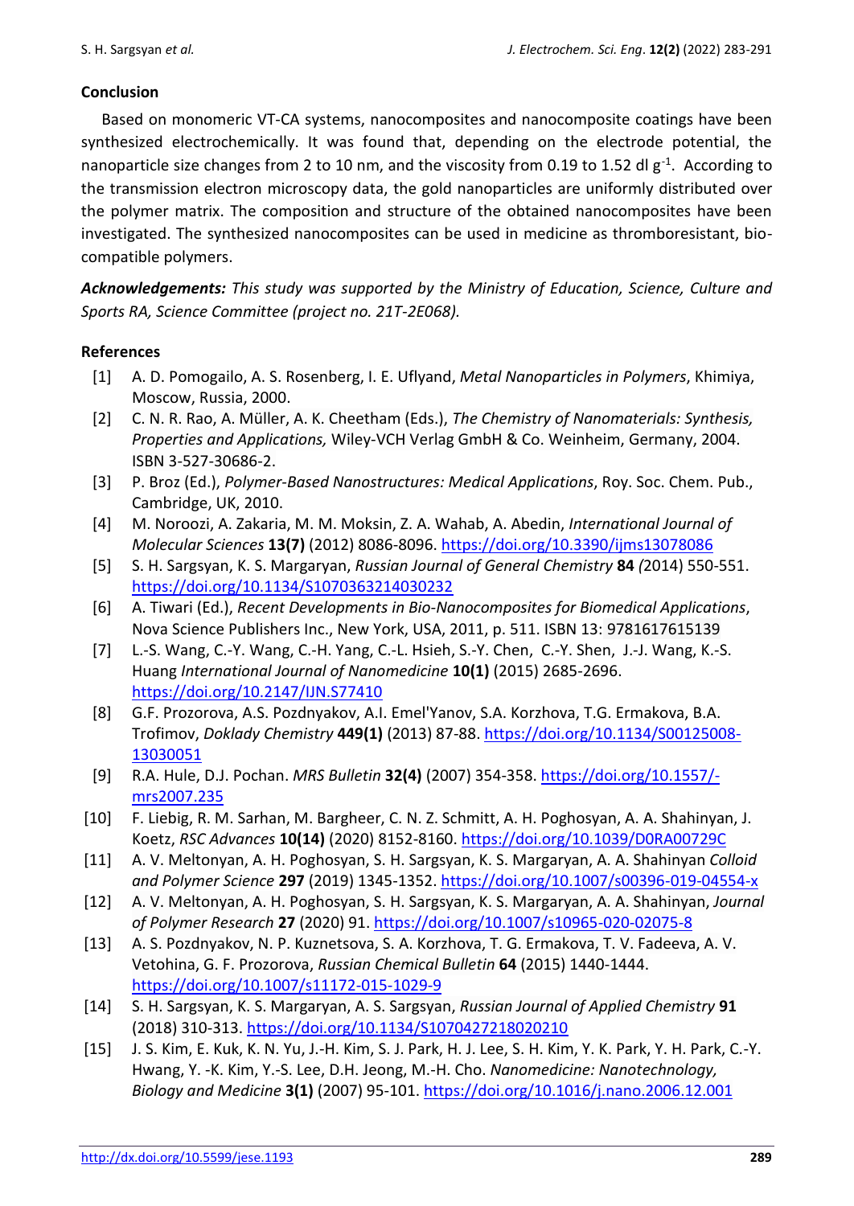## Conclusion

Based on monomeric VT-CA systems, nanocomposites and nanocomposite coatings have been synthesized electrochemically. It was found that, depending on the electrode potential, the nanoparticle size changes from 2 to 10 nm, and the viscosity from 0.19 to 1.52 dl $g^{-1}$. According to the transmission electron microscopy data, the gold nanoparticles are uniformly distributed over the polymer matrix. The composition and structure of the obtained nanocomposites have been investigated. The synthesized nanocomposites can be used in medicine as thromboresistant, biocompatible polymers.

***Acknowledgements:*** *This study was supported by the Ministry of Education, Science, Culture and Sports RA, Science Committee (project no. 21T-2E068).*

## References

[1] A. D. Pomogailo, A. S. Rosenberg, I. E. Uflyand, *Metal Nanoparticles in Polymers*, Khimiya, Moscow, Russia, 2000.

[2] C. N. R. Rao, A. Müller, A. K. Cheetham (Eds.), *The Chemistry of Nanomaterials: Synthesis, Properties and Applications,* Wiley-VCH Verlag GmbH & Co. Weinheim, Germany, 2004. ISBN 3-527-30686-2.

[3] P. Broz (Ed.), *Polymer-Based Nanostructures: Medical Applications*, Roy. Soc. Chem. Pub., Cambridge, UK, 2010.

[4] M. Noroozi, A. Zakaria, M. M. Moksin, Z. A. Wahab, A. Abedin, *International Journal of Molecular Sciences* **13(7)** (2012) 8086-8096. https://doi.org/10.3390/ijms13078086

[5] S. H. Sargsyan, K. S. Margaryan, *Russian Journal of General Chemistry* **84** *(*2014) 550-551. https://doi.org/10.1134/S1070363214030232

[6] A. Tiwari (Ed.), *Recent Developments in Bio-Nanocomposites for Biomedical Applications*, Nova Science Publishers Inc., New York, USA, 2011, p. 511. ISBN 13: 9781617615139

[7] L.-S. Wang, C.-Y. Wang, C.-H. Yang, C.-L. Hsieh, S.-Y. Chen, C.-Y. Shen, J.-J. Wang, K.-S. Huang *International Journal of Nanomedicine* **10(1)** (2015) 2685-2696. https://doi.org/10.2147/IJN.S77410

[8] G.F. Prozorova, A.S. Pozdnyakov, A.I. Emel'Yanov, S.A. Korzhova, T.G. Ermakova, B.A. Trofimov, *Doklady Chemistry* **449(1)** (2013) 87-88. https://doi.org/10.1134/S00125008-13030051

[9] R.A. Hule, D.J. Pochan. *MRS Bulletin* **32(4)** (2007) 354-358. https://doi.org/10.1557/-mrs2007.235

[10] F. Liebig, R. M. Sarhan, M. Bargheer, C. N. Z. Schmitt, A. H. Poghosyan, A. A. Shahinyan, J. Koetz, *RSC Advances* **10(14)** (2020) 8152-8160. https://doi.org/10.1039/D0RA00729C

[11] A. V. Meltonyan, A. H. Poghosyan, S. H. Sargsyan, K. S. Margaryan, A. A. Shahinyan *Colloid and Polymer Science* **297** (2019) 1345-1352. https://doi.org/10.1007/s00396-019-04554-x

[12] A. V. Meltonyan, A. H. Poghosyan, S. H. Sargsyan, K. S. Margaryan, A. A. Shahinyan, *Journal of Polymer Research* **27** (2020) 91. https://doi.org/10.1007/s10965-020-02075-8

[13] A. S. Pozdnyakov, N. P. Kuznetsova, S. A. Korzhova, T. G. Ermakova, T. V. Fadeeva, A. V. Vetohina, G. F. Prozorova, *Russian Chemical Bulletin* **64** (2015) 1440-1444. https://doi.org/10.1007/s11172-015-1029-9

[14] S. H. Sargsyan, K. S. Margaryan, A. S. Sargsyan, *Russian Journal of Applied Chemistry* **91** (2018) 310-313. https://doi.org/10.1134/S1070427218020210

[15] J. S. Kim, E. Kuk, K. N. Yu, J.-H. Kim, S. J. Park, H. J. Lee, S. H. Kim, Y. K. Park, Y. H. Park, C.-Y. Hwang, Y. -K. Kim, Y.-S. Lee, D.H. Jeong, M.-H. Cho. *Nanomedicine: Nanotechnology, Biology and Medicine* **3(1)** (2007) 95-101. https://doi.org/10.1016/j.nano.2006.12.001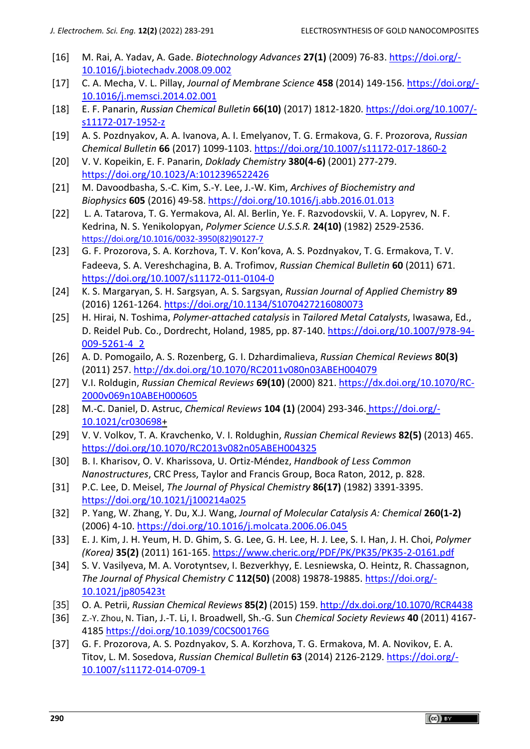[16] M. Rai, A. Yadav, A. Gade. *Biotechnology Advances* **27(1)** (2009) 76-83. https://doi.org/-10.1016/j.biotechadv.2008.09.002

[17] C. A. Mecha, V. L. Pillay, *Journal of Membrane Science* **458** (2014) 149-156. https://doi.org/-10.1016/j.memsci.2014.02.001

[18] E. F. Panarin, *Russian Chemical Bulletin* **66(10)** (2017) 1812-1820. https://doi.org/10.1007/-s11172-017-1952-z

[19] A. S. Pozdnyakov, A. A. Ivanova, A. I. Emelyanov, T. G. Ermakova, G. F. Prozorova, *Russian Chemical Bulletin* **66** (2017) 1099-1103. https://doi.org/10.1007/s11172-017-1860-2

[20] V. V. Kopeikin, E. F. Panarin, *Doklady Chemistry* **380(4-6)** (2001) 277-279. https://doi.org/10.1023/A:1012396522426

[21] M. Davoodbasha, S.-C. Kim, S.-Y. Lee, J.-W. Kim, *Archives of Biochemistry and Biophysics* **605** (2016) 49-58. https://doi.org/10.1016/j.abb.2016.01.013

[22] L. A. Tatarova, T. G. Yermakova, Al. Al. Berlin, Ye. F. Razvodovskii, V. A. Lopyrev, N. F. Kedrina, N. S. Yenikolopyan, *Polymer Science U.S.S.R.* **24(10)** (1982) 2529-2536. https://doi.org/10.1016/0032-3950(82)90127-7

[23] G. F. Prozorova, S. A. Korzhova, T. V. Kon'kova, A. S. Pozdnyakov, T. G. Ermakova, T. V. Fadeeva, S. A. Vereshchagina, B. A. Trofimov, *Russian Chemical Bulletin* **60** (2011) 671. https://doi.org/10.1007/s11172-011-0104-0

[24] K. S. Margaryan, S. H. Sargsyan, A. S. Sargsyan, *Russian Journal of Applied Chemistry* **89** (2016) 1261-1264. https://doi.org/10.1134/S1070427216080073

[25] H. Hirai, N. Toshima, *Polymer-attached catalysis* in *Tailored Metal Catalysts*, Iwasawa, Ed., D. Reidel Pub. Co., Dordrecht, Holand, 1985, pp. 87-140. https://doi.org/10.1007/978-94-009-5261-4_2

[26] A. D. Pomogailo, A. S. Rozenberg, G. I. Dzhardimalieva, *Russian Chemical Reviews* **80(3)** (2011) 257. http://dx.doi.org/10.1070/RC2011v080n03ABEH004079

[27] V.I. Roldugin, *Russian Chemical Reviews* **69(10)** (2000) 821. https://dx.doi.org/10.1070/RC-2000v069n10ABEH000605

[28] M.-C. Daniel, D. Astruc, *Chemical Reviews* **104 (1)** (2004) 293-346. https://doi.org/-10.1021/cr030698+

[29] V. V. Volkov, T. A. Kravchenko, V. I. Roldughin, *Russian Chemical Reviews* **82(5)** (2013) 465. https://doi.org/10.1070/RC2013v082n05ABEH004325

[30] B. I. Kharisov, O. V. Kharissova, U. Ortiz-Méndez, *Handbook of Less Common Nanostructures*, CRC Press, Taylor and Francis Group, Boca Raton, 2012, p. 828.

[31] P.C. Lee, D. Meisel, *The Journal of Physical Chemistry* **86(17)** (1982) 3391-3395. https://doi.org/10.1021/j100214a025

[32] P. Yang, W. Zhang, Y. Du, X.J. Wang, *Journal of Molecular Catalysis A: Chemical* **260(1-2)** (2006) 4-10. https://doi.org/10.1016/j.molcata.2006.06.045

[33] E. J. Kim, J. H. Yeum, H. D. Ghim, S. G. Lee, G. H. Lee, H. J. Lee, S. I. Han, J. H. Choi, *Polymer (Korea)* **35(2)** (2011) 161-165. https://www.cheric.org/PDF/PK/PK35/PK35-2-0161.pdf

[34] S. V. Vasilyeva, M. A. Vorotyntsev, I. Bezverkhyy, E. Lesniewska, O. Heintz, R. Chassagnon, *The Journal of Physical Chemistry C* **112(50)** (2008) 19878-19885. https://doi.org/-10.1021/jp805423t

[35] O. A. Petrii, *Russian Chemical Reviews* **85(2)** (2015) 159. http://dx.doi.org/10.1070/RCR4438

[36] Z.-Y. Zhou, N. Tian, J.-T. Li, I. Broadwell, Sh.-G. Sun *Chemical Society Reviews* **40** (2011) 4167-4185 https://doi.org/10.1039/C0CS00176G

[37] G. F. Prozorova, A. S. Pozdnyakov, S. A. Korzhova, T. G. Ermakova, M. A. Novikov, E. A. Titov, L. M. Sosedova, *Russian Chemical Bulletin* **63** (2014) 2126-2129. https://doi.org/-10.1007/s11172-014-0709-1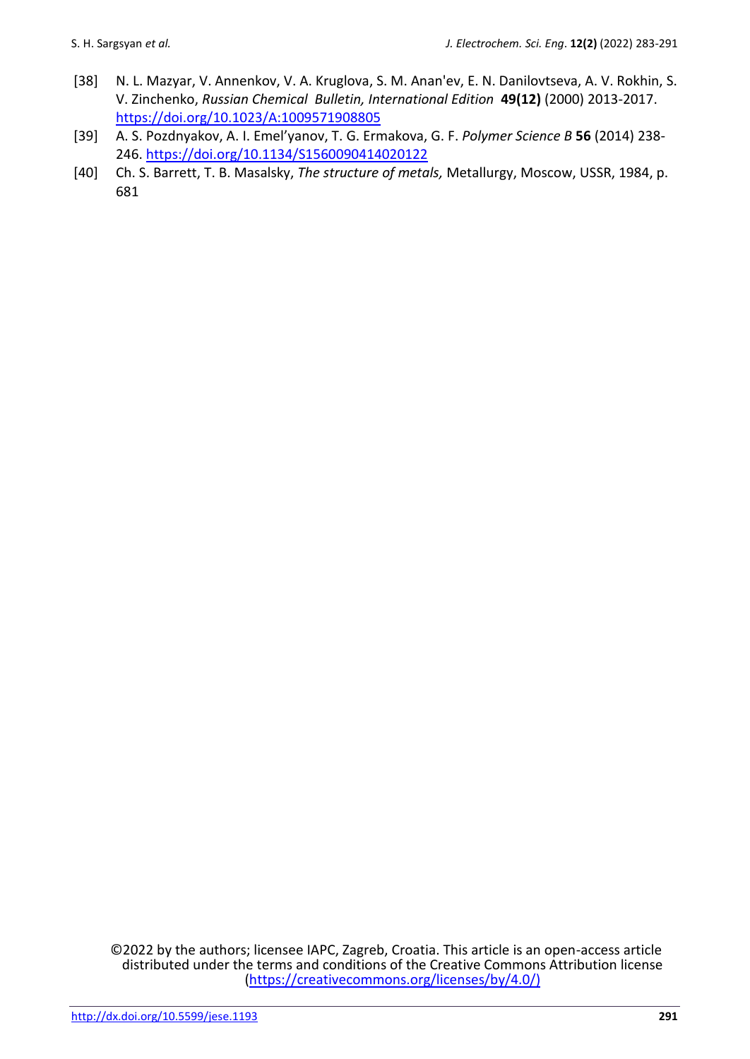[38] N. L. Mazyar, V. Annenkov, V. A. Kruglova, S. M. Anan'ev, E. N. Danilovtseva, A. V. Rokhin, S. V. Zinchenko, *Russian Chemical Bulletin, International Edition* **49(12)** (2000) 2013-2017. https://doi.org/10.1023/A:1009571908805

[39] A. S. Pozdnyakov, A. I. Emel'yanov, T. G. Ermakova, G. F. *Polymer Science B* **56** (2014) 238-246. https://doi.org/10.1134/S1560090414020122

[40] Ch. S. Barrett, T. B. Masalsky, *The structure of metals,* Metallurgy, Moscow, USSR, 1984, p. 681

©2022 by the authors; licensee IAPC, Zagreb, Croatia. This article is an open-access article distributed under the terms and conditions of the Creative Commons Attribution license (https://creativecommons.org/licenses/by/4.0/)